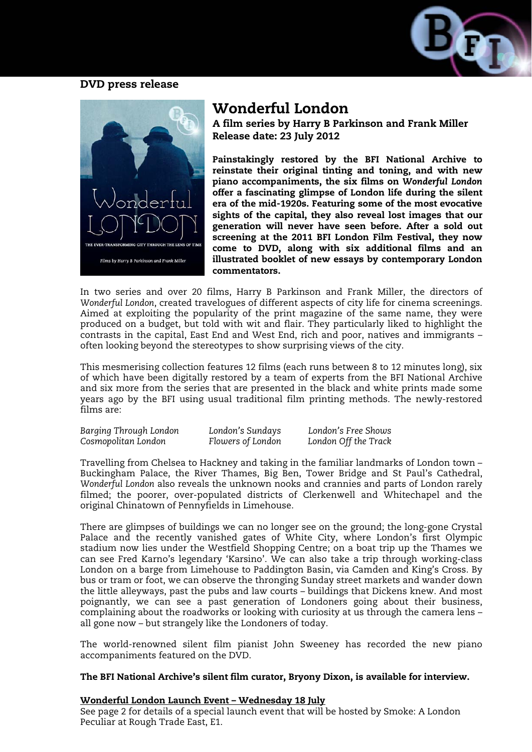DVD press release

# Wonderful London

**A film series by Harry B Parkinson and Frank Miller**
**Release date: 23 July 2012**

**Painstakingly restored by the BFI National Archive to reinstate their original tinting and toning, and with new piano accompaniments, the six films on *Wonderful London* offer a fascinating glimpse of London life during the silent era of the mid-1920s. Featuring some of the most evocative sights of the capital, they also reveal lost images that our generation will never have seen before. After a sold out screening at the 2011 BFI London Film Festival, they now come to DVD, along with six additional films and an illustrated booklet of new essays by contemporary London commentators.**

In two series and over 20 films, Harry B Parkinson and Frank Miller, the directors of *Wonderful London*, created travelogues of different aspects of city life for cinema screenings. Aimed at exploiting the popularity of the print magazine of the same name, they were produced on a budget, but told with wit and flair. They particularly liked to highlight the contrasts in the capital, East End and West End, rich and poor, natives and immigrants – often looking beyond the stereotypes to show surprising views of the city.

This mesmerising collection features 12 films (each runs between 8 to 12 minutes long), six of which have been digitally restored by a team of experts from the BFI National Archive and six more from the series that are presented in the black and white prints made some years ago by the BFI using usual traditional film printing methods. The newly-restored films are:

| | | |
|---|---|---|
| *Barging Through London* | *London's Sundays* | *London's Free Shows* |
| *Cosmopolitan London* | *Flowers of London* | *London Off the Track* |

Travelling from Chelsea to Hackney and taking in the familiar landmarks of London town – Buckingham Palace, the River Thames, Big Ben, Tower Bridge and St Paul's Cathedral, *Wonderful London* also reveals the unknown nooks and crannies and parts of London rarely filmed; the poorer, over-populated districts of Clerkenwell and Whitechapel and the original Chinatown of Pennyfields in Limehouse.

There are glimpses of buildings we can no longer see on the ground; the long-gone Crystal Palace and the recently vanished gates of White City, where London's first Olympic stadium now lies under the Westfield Shopping Centre; on a boat trip up the Thames we can see Fred Karno's legendary 'Karsino'. We can also take a trip through working-class London on a barge from Limehouse to Paddington Basin, via Camden and King's Cross. By bus or tram or foot, we can observe the thronging Sunday street markets and wander down the little alleyways, past the pubs and law courts – buildings that Dickens knew. And most poignantly, we can see a past generation of Londoners going about their business, complaining about the roadworks or looking with curiosity at us through the camera lens – all gone now – but strangely like the Londoners of today.

The world-renowned silent film pianist John Sweeney has recorded the new piano accompaniments featured on the DVD.

**The BFI National Archive's silent film curator, Bryony Dixon, is available for interview.**

**<u>Wonderful London Launch Event – Wednesday 18 July</u>**

See page 2 for details of a special launch event that will be hosted by Smoke: A London Peculiar at Rough Trade East, E1.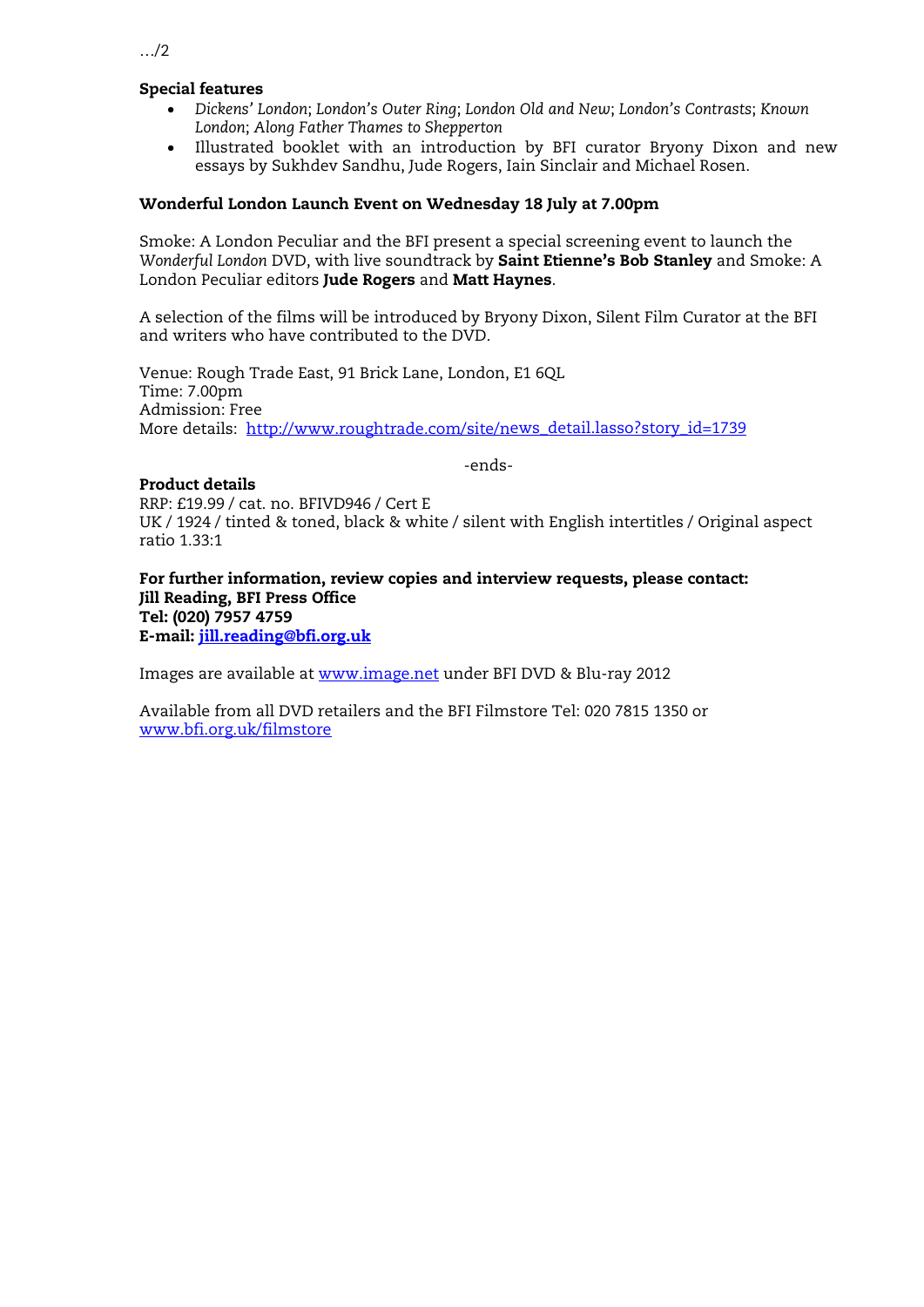…/2

**Special features**

- *Dickens' London*; *London's Outer Ring*; *London Old and New*; *London's Contrasts*; *Known London*; *Along Father Thames to Shepperton*
- Illustrated booklet with an introduction by BFI curator Bryony Dixon and new essays by Sukhdev Sandhu, Jude Rogers, Iain Sinclair and Michael Rosen.

**Wonderful London Launch Event on Wednesday 18 July at 7.00pm**

Smoke: A London Peculiar and the BFI present a special screening event to launch the *Wonderful London* DVD, with live soundtrack by **Saint Etienne's Bob Stanley** and Smoke: A London Peculiar editors **Jude Rogers** and **Matt Haynes**.

A selection of the films will be introduced by Bryony Dixon, Silent Film Curator at the BFI and writers who have contributed to the DVD.

Venue: Rough Trade East, 91 Brick Lane, London, E1 6QL
Time: 7.00pm
Admission: Free
More details: http://www.roughtrade.com/site/news_detail.lasso?story_id=1739

-ends-

**Product details**
RRP: £19.99 / cat. no. BFIVD946 / Cert E
UK / 1924 / tinted & toned, black & white / silent with English intertitles / Original aspect ratio 1.33:1

**For further information, review copies and interview requests, please contact:**
**Jill Reading, BFI Press Office**
**Tel: (020) 7957 4759**
**E-mail: jill.reading@bfi.org.uk**

Images are available at www.image.net under BFI DVD & Blu-ray 2012

Available from all DVD retailers and the BFI Filmstore Tel: 020 7815 1350 or www.bfi.org.uk/filmstore